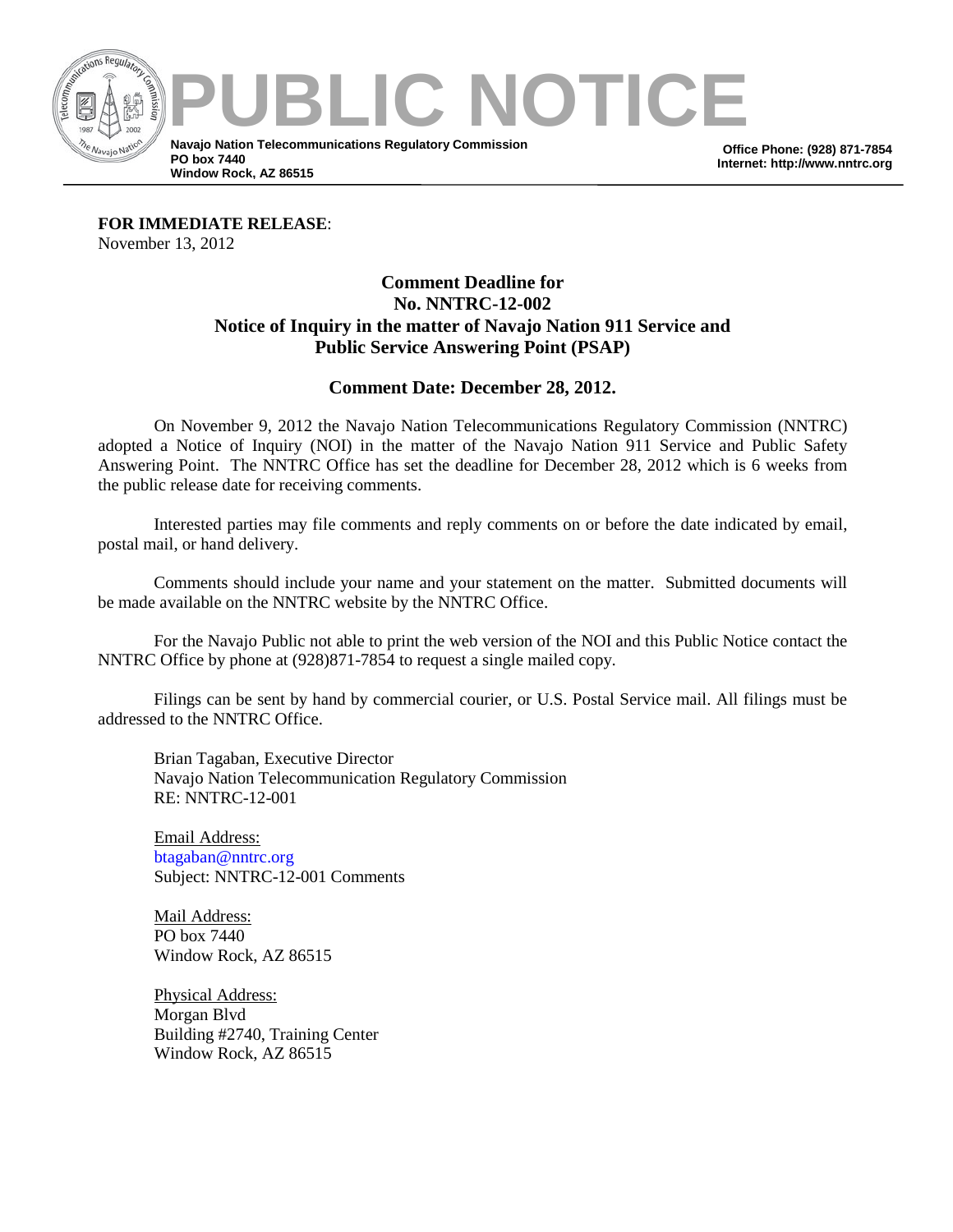# PUBLIC NOTICE

**Navajo Nation Telecommunications Regulatory Commission**
**PO box 7440**
**Window Rock, AZ 86515**

**Office Phone: (928) 871-7854**
**Internet: http://www.nntrc.org**

---

**FOR IMMEDIATE RELEASE**:
November 13, 2012

## Comment Deadline for No. NNTRC-12-002 Notice of Inquiry in the matter of Navajo Nation 911 Service and Public Service Answering Point (PSAP)

### Comment Date: December 28, 2012.

On November 9, 2012 the Navajo Nation Telecommunications Regulatory Commission (NNTRC) adopted a Notice of Inquiry (NOI) in the matter of the Navajo Nation 911 Service and Public Safety Answering Point. The NNTRC Office has set the deadline for December 28, 2012 which is 6 weeks from the public release date for receiving comments.

Interested parties may file comments and reply comments on or before the date indicated by email, postal mail, or hand delivery.

Comments should include your name and your statement on the matter. Submitted documents will be made available on the NNTRC website by the NNTRC Office.

For the Navajo Public not able to print the web version of the NOI and this Public Notice contact the NNTRC Office by phone at (928)871-7854 to request a single mailed copy.

Filings can be sent by hand by commercial courier, or U.S. Postal Service mail. All filings must be addressed to the NNTRC Office.

Brian Tagaban, Executive Director
Navajo Nation Telecommunication Regulatory Commission
RE: NNTRC-12-001

Email Address:
btagaban@nntrc.org
Subject: NNTRC-12-001 Comments

Mail Address:
PO box 7440
Window Rock, AZ 86515

Physical Address:
Morgan Blvd
Building #2740, Training Center
Window Rock, AZ 86515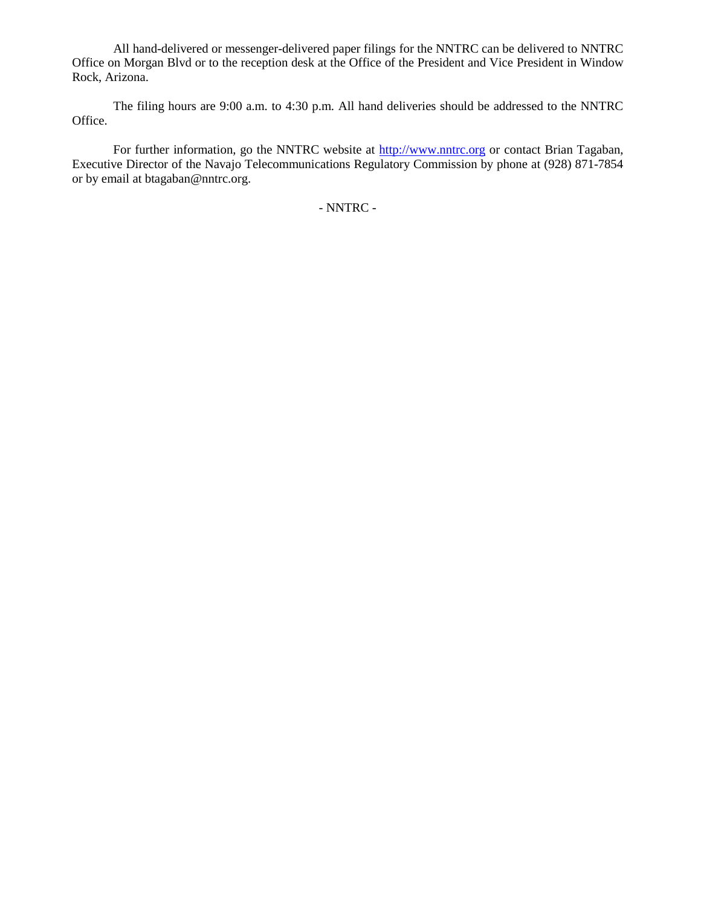All hand-delivered or messenger-delivered paper filings for the NNTRC can be delivered to NNTRC Office on Morgan Blvd or to the reception desk at the Office of the President and Vice President in Window Rock, Arizona.

The filing hours are 9:00 a.m. to 4:30 p.m. All hand deliveries should be addressed to the NNTRC Office.

For further information, go the NNTRC website at http://www.nntrc.org or contact Brian Tagaban, Executive Director of the Navajo Telecommunications Regulatory Commission by phone at (928) 871-7854 or by email at btagaban@nntrc.org.

- NNTRC -